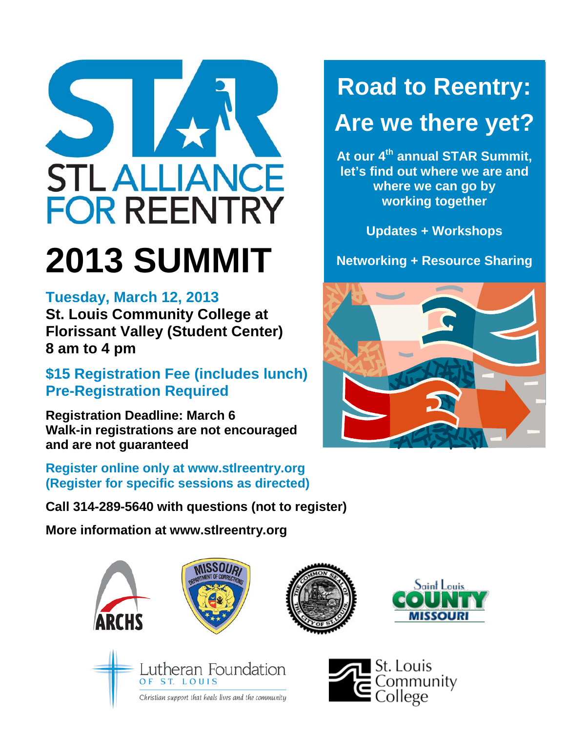# STAR STL ALLIANCE FOR REENTRY

# 2013 SUMMIT

**Tuesday, March 12, 2013**
**St. Louis Community College at Florissant Valley (Student Center)**
**8 am to 4 pm**

**$15 Registration Fee (includes lunch)**
**Pre-Registration Required**

**Registration Deadline: March 6**
**Walk-in registrations are not encouraged and are not guaranteed**

**Register online only at www.stlreentry.org**
**(Register for specific sessions as directed)**

**Call 314-289-5640 with questions (not to register)**

**More information at www.stlreentry.org**

## Road to Reentry: Are we there yet?

**At our 4th annual STAR Summit, let's find out where we are and where we can go by working together**

**Updates + Workshops**

**Networking + Resource Sharing**

ARCHS

Missouri Department of Corrections

The Common Seal of the City of St. Louis

Saint Louis County Missouri

Lutheran Foundation of St. Louis
*Christian support that heals lives and the community*

St. Louis Community College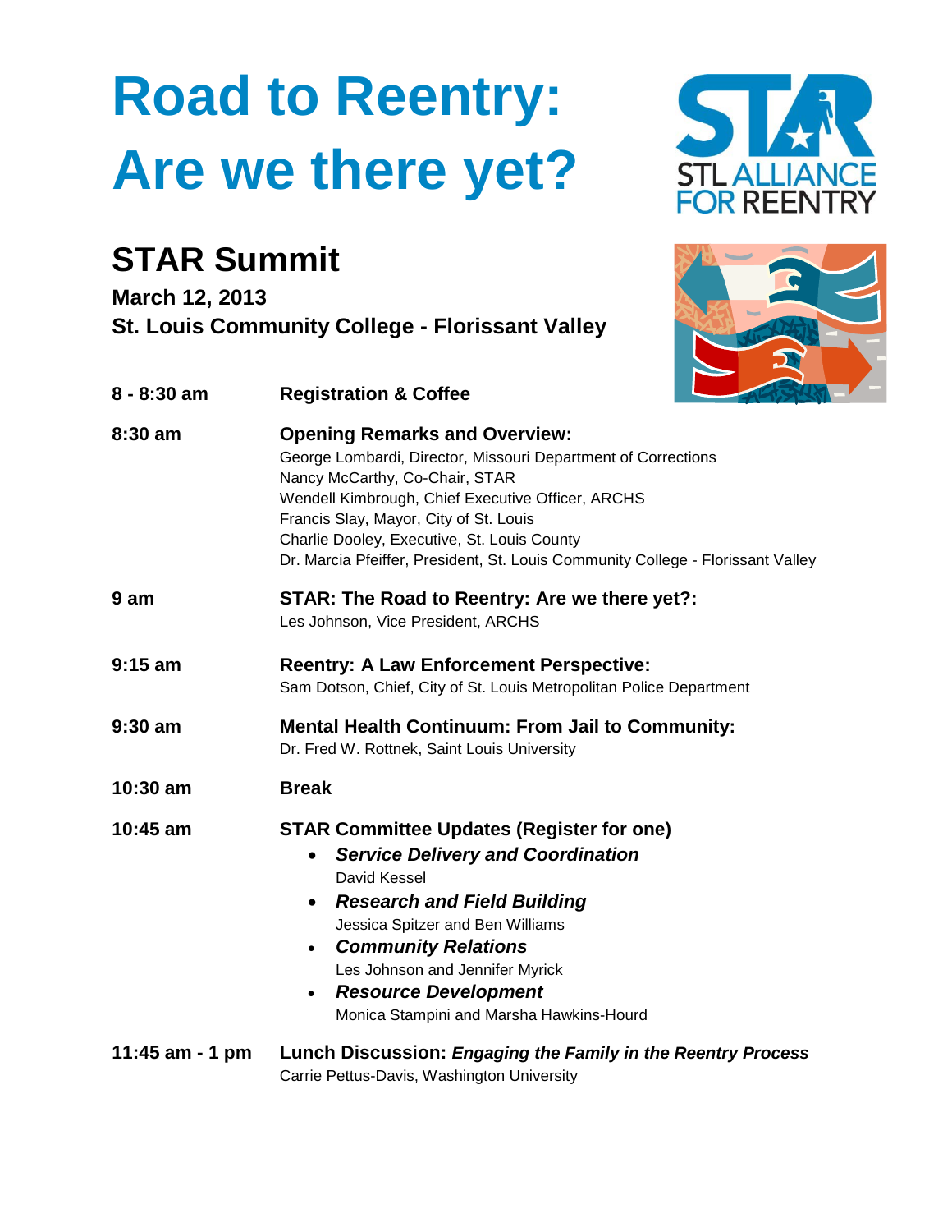# Road to Reentry: Are we there yet?

STL ALLIANCE FOR REENTRY

## STAR Summit

**March 12, 2013**
**St. Louis Community College - Florissant Valley**

| | |
|---|---|
| **8 - 8:30 am** | **Registration & Coffee** |
| **8:30 am** | **Opening Remarks and Overview:**<br>George Lombardi, Director, Missouri Department of Corrections<br>Nancy McCarthy, Co-Chair, STAR<br>Wendell Kimbrough, Chief Executive Officer, ARCHS<br>Francis Slay, Mayor, City of St. Louis<br>Charlie Dooley, Executive, St. Louis County<br>Dr. Marcia Pfeiffer, President, St. Louis Community College - Florissant Valley |
| **9 am** | **STAR: The Road to Reentry: Are we there yet?:**<br>Les Johnson, Vice President, ARCHS |
| **9:15 am** | **Reentry: A Law Enforcement Perspective:**<br>Sam Dotson, Chief, City of St. Louis Metropolitan Police Department |
| **9:30 am** | **Mental Health Continuum: From Jail to Community:**<br>Dr. Fred W. Rottnek, Saint Louis University |
| **10:30 am** | **Break** |
| **10:45 am** | **STAR Committee Updates (Register for one)**<br>• ***Service Delivery and Coordination***<br>David Kessel<br>• ***Research and Field Building***<br>Jessica Spitzer and Ben Williams<br>• ***Community Relations***<br>Les Johnson and Jennifer Myrick<br>• ***Resource Development***<br>Monica Stampini and Marsha Hawkins-Hourd |
| **11:45 am - 1 pm** | **Lunch Discussion:** ***Engaging the Family in the Reentry Process***<br>Carrie Pettus-Davis, Washington University |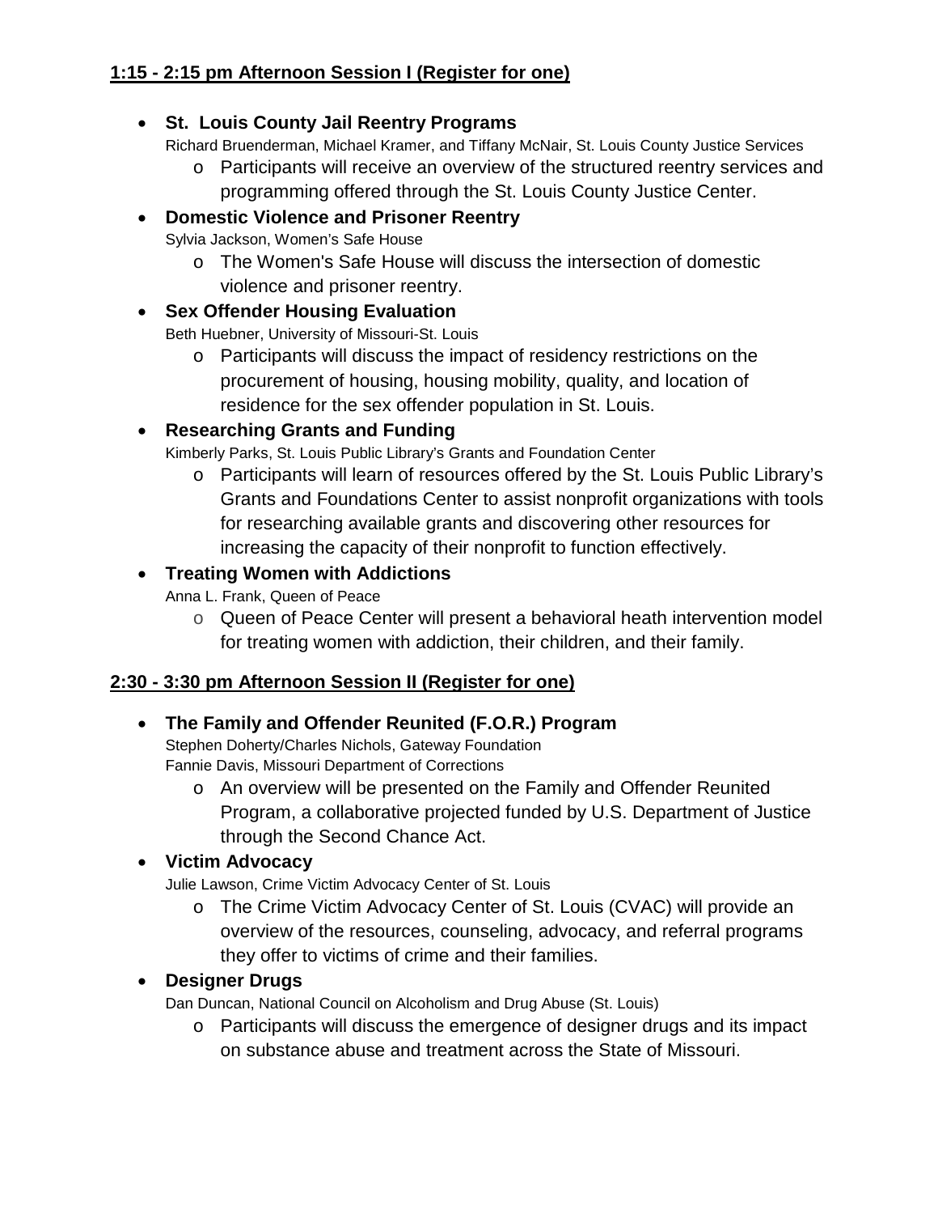**1:15 - 2:15 pm Afternoon Session I (Register for one)**

- **St. Louis County Jail Reentry Programs**
  Richard Bruenderman, Michael Kramer, and Tiffany McNair, St. Louis County Justice Services
  - Participants will receive an overview of the structured reentry services and programming offered through the St. Louis County Justice Center.
- **Domestic Violence and Prisoner Reentry**
  Sylvia Jackson, Women's Safe House
  - The Women's Safe House will discuss the intersection of domestic violence and prisoner reentry.
- **Sex Offender Housing Evaluation**
  Beth Huebner, University of Missouri-St. Louis
  - Participants will discuss the impact of residency restrictions on the procurement of housing, housing mobility, quality, and location of residence for the sex offender population in St. Louis.
- **Researching Grants and Funding**
  Kimberly Parks, St. Louis Public Library's Grants and Foundation Center
  - Participants will learn of resources offered by the St. Louis Public Library's Grants and Foundations Center to assist nonprofit organizations with tools for researching available grants and discovering other resources for increasing the capacity of their nonprofit to function effectively.
- **Treating Women with Addictions**
  Anna L. Frank, Queen of Peace
  - Queen of Peace Center will present a behavioral heath intervention model for treating women with addiction, their children, and their family.

**2:30 - 3:30 pm Afternoon Session II (Register for one)**

- **The Family and Offender Reunited (F.O.R.) Program**
  Stephen Doherty/Charles Nichols, Gateway Foundation
  Fannie Davis, Missouri Department of Corrections
  - An overview will be presented on the Family and Offender Reunited Program, a collaborative projected funded by U.S. Department of Justice through the Second Chance Act.
- **Victim Advocacy**
  Julie Lawson, Crime Victim Advocacy Center of St. Louis
  - The Crime Victim Advocacy Center of St. Louis (CVAC) will provide an overview of the resources, counseling, advocacy, and referral programs they offer to victims of crime and their families.
- **Designer Drugs**
  Dan Duncan, National Council on Alcoholism and Drug Abuse (St. Louis)
  - Participants will discuss the emergence of designer drugs and its impact on substance abuse and treatment across the State of Missouri.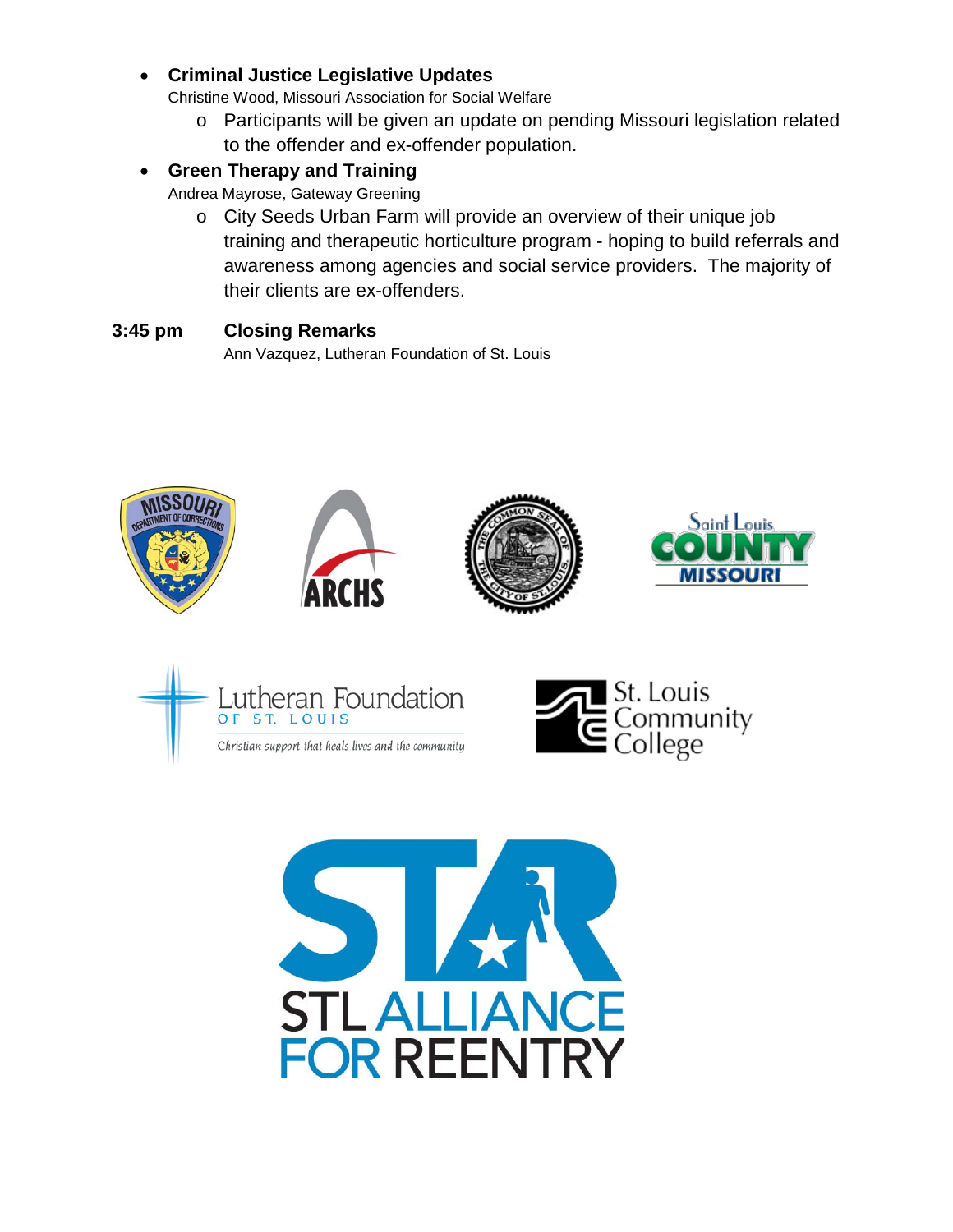- **Criminal Justice Legislative Updates**
  Christine Wood, Missouri Association for Social Welfare
  - Participants will be given an update on pending Missouri legislation related to the offender and ex-offender population.
- **Green Therapy and Training**
  Andrea Mayrose, Gateway Greening
  - City Seeds Urban Farm will provide an overview of their unique job training and therapeutic horticulture program - hoping to build referrals and awareness among agencies and social service providers. The majority of their clients are ex-offenders.

**3:45 pm** **Closing Remarks**
Ann Vazquez, Lutheran Foundation of St. Louis